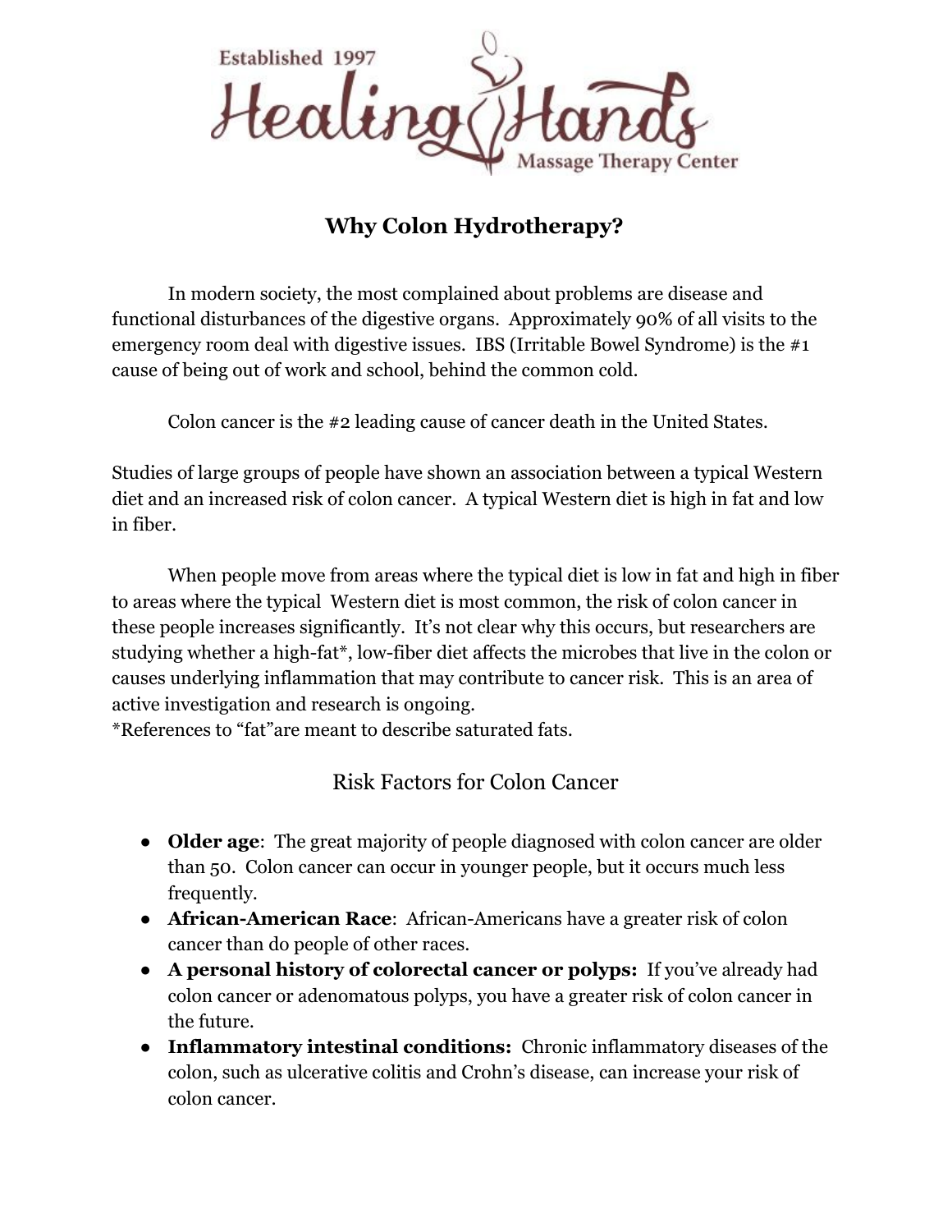Established 1997

Healing Hands

Massage Therapy Center

# Why Colon Hydrotherapy?

In modern society, the most complained about problems are disease and functional disturbances of the digestive organs. Approximately 90% of all visits to the emergency room deal with digestive issues. IBS (Irritable Bowel Syndrome) is the #1 cause of being out of work and school, behind the common cold.

Colon cancer is the #2 leading cause of cancer death in the United States.

Studies of large groups of people have shown an association between a typical Western diet and an increased risk of colon cancer. A typical Western diet is high in fat and low in fiber.

When people move from areas where the typical diet is low in fat and high in fiber to areas where the typical Western diet is most common, the risk of colon cancer in these people increases significantly. It's not clear why this occurs, but researchers are studying whether a high-fat*, low-fiber diet affects the microbes that live in the colon or causes underlying inflammation that may contribute to cancer risk. This is an area of active investigation and research is ongoing.

*References to "fat"are meant to describe saturated fats.

## Risk Factors for Colon Cancer

- **Older age**: The great majority of people diagnosed with colon cancer are older than 50. Colon cancer can occur in younger people, but it occurs much less frequently.
- **African-American Race**: African-Americans have a greater risk of colon cancer than do people of other races.
- **A personal history of colorectal cancer or polyps:** If you've already had colon cancer or adenomatous polyps, you have a greater risk of colon cancer in the future.
- **Inflammatory intestinal conditions:** Chronic inflammatory diseases of the colon, such as ulcerative colitis and Crohn's disease, can increase your risk of colon cancer.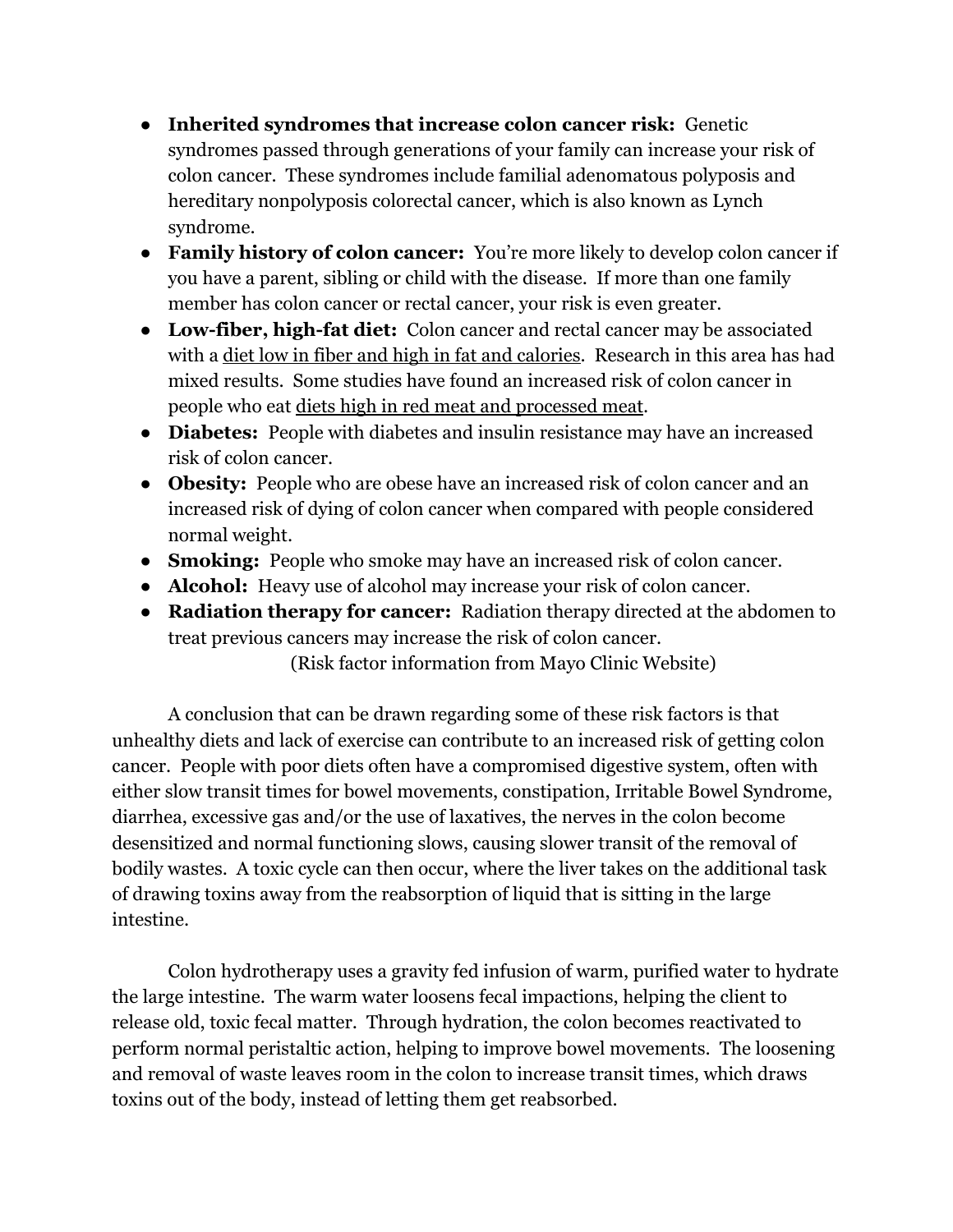- **Inherited syndromes that increase colon cancer risk:** Genetic syndromes passed through generations of your family can increase your risk of colon cancer. These syndromes include familial adenomatous polyposis and hereditary nonpolyposis colorectal cancer, which is also known as Lynch syndrome.
- **Family history of colon cancer:** You're more likely to develop colon cancer if you have a parent, sibling or child with the disease. If more than one family member has colon cancer or rectal cancer, your risk is even greater.
- **Low-fiber, high-fat diet:** Colon cancer and rectal cancer may be associated with a diet low in fiber and high in fat and calories. Research in this area has had mixed results. Some studies have found an increased risk of colon cancer in people who eat diets high in red meat and processed meat.
- **Diabetes:** People with diabetes and insulin resistance may have an increased risk of colon cancer.
- **Obesity:** People who are obese have an increased risk of colon cancer and an increased risk of dying of colon cancer when compared with people considered normal weight.
- **Smoking:** People who smoke may have an increased risk of colon cancer.
- **Alcohol:** Heavy use of alcohol may increase your risk of colon cancer.
- **Radiation therapy for cancer:** Radiation therapy directed at the abdomen to treat previous cancers may increase the risk of colon cancer.

(Risk factor information from Mayo Clinic Website)

A conclusion that can be drawn regarding some of these risk factors is that unhealthy diets and lack of exercise can contribute to an increased risk of getting colon cancer. People with poor diets often have a compromised digestive system, often with either slow transit times for bowel movements, constipation, Irritable Bowel Syndrome, diarrhea, excessive gas and/or the use of laxatives, the nerves in the colon become desensitized and normal functioning slows, causing slower transit of the removal of bodily wastes. A toxic cycle can then occur, where the liver takes on the additional task of drawing toxins away from the reabsorption of liquid that is sitting in the large intestine.

Colon hydrotherapy uses a gravity fed infusion of warm, purified water to hydrate the large intestine. The warm water loosens fecal impactions, helping the client to release old, toxic fecal matter. Through hydration, the colon becomes reactivated to perform normal peristaltic action, helping to improve bowel movements. The loosening and removal of waste leaves room in the colon to increase transit times, which draws toxins out of the body, instead of letting them get reabsorbed.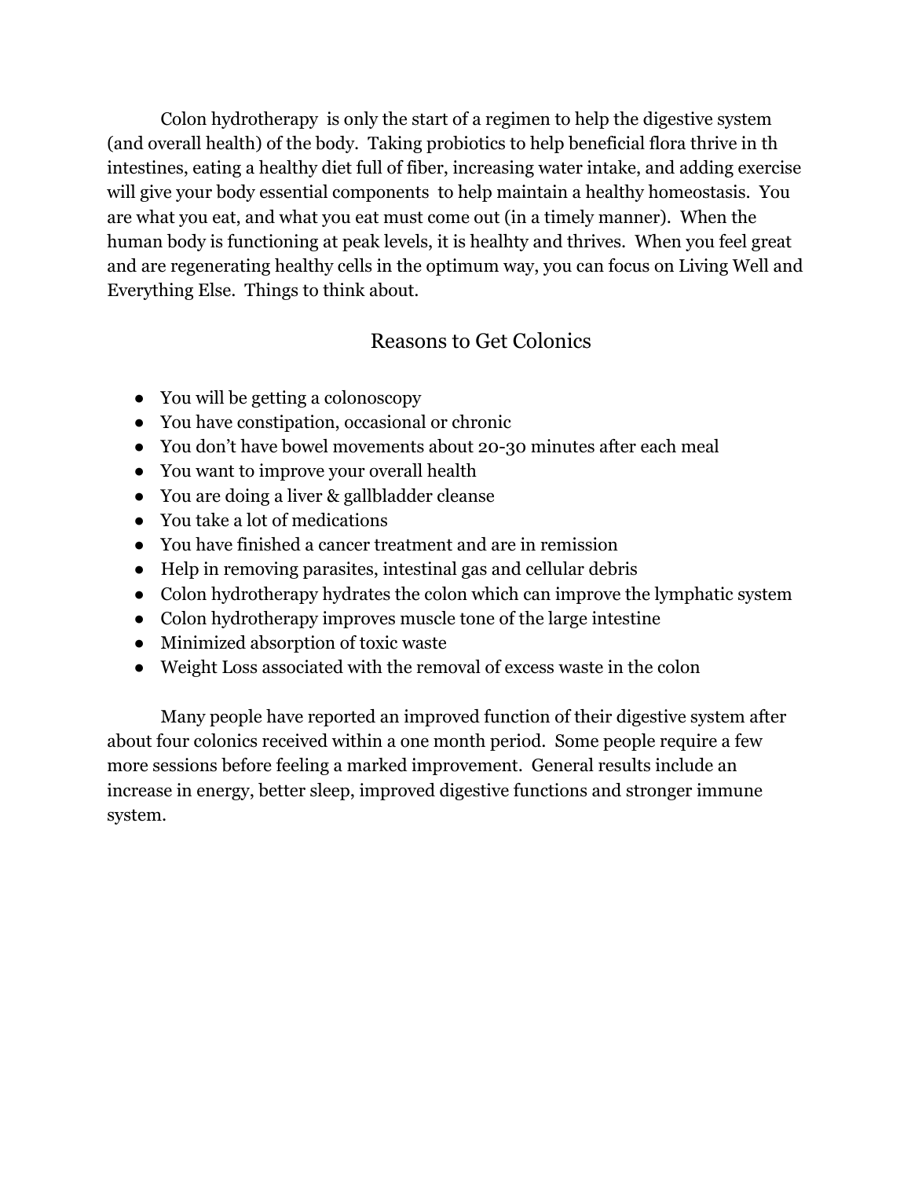Colon hydrotherapy  is only the start of a regimen to help the digestive system (and overall health) of the body.  Taking probiotics to help beneficial flora thrive in th intestines, eating a healthy diet full of fiber, increasing water intake, and adding exercise will give your body essential components  to help maintain a healthy homeostasis.  You are what you eat, and what you eat must come out (in a timely manner).  When the human body is functioning at peak levels, it is healhty and thrives.  When you feel great and are regenerating healthy cells in the optimum way, you can focus on Living Well and Everything Else.  Things to think about.

## Reasons to Get Colonics

- You will be getting a colonoscopy
- You have constipation, occasional or chronic
- You don't have bowel movements about 20-30 minutes after each meal
- You want to improve your overall health
- You are doing a liver & gallbladder cleanse
- You take a lot of medications
- You have finished a cancer treatment and are in remission
- Help in removing parasites, intestinal gas and cellular debris
- Colon hydrotherapy hydrates the colon which can improve the lymphatic system
- Colon hydrotherapy improves muscle tone of the large intestine
- Minimized absorption of toxic waste
- Weight Loss associated with the removal of excess waste in the colon

Many people have reported an improved function of their digestive system after about four colonics received within a one month period.  Some people require a few more sessions before feeling a marked improvement.  General results include an increase in energy, better sleep, improved digestive functions and stronger immune system.